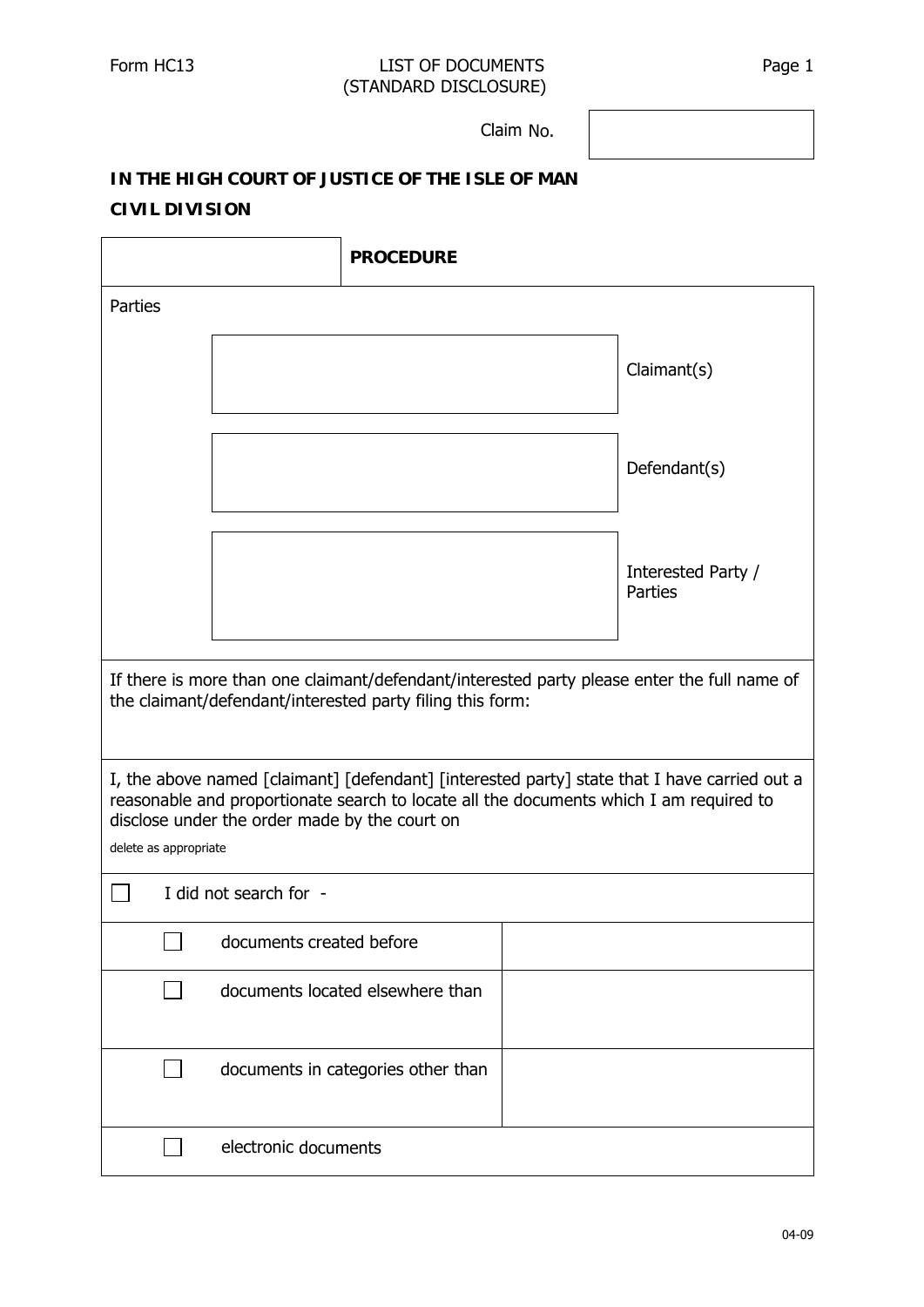Form HC13

LIST OF DOCUMENTS
(STANDARD DISCLOSURE)

Claim No.

**IN THE HIGH COURT OF JUSTICE OF THE ISLE OF MAN**

**CIVIL DIVISION**

| | **PROCEDURE** |
|---|---|

Parties

| | |
|---|---|
| | Claimant(s) |
| | Defendant(s) |
| | Interested Party / Parties |

If there is more than one claimant/defendant/interested party please enter the full name of the claimant/defendant/interested party filing this form:

I, the above named [claimant] [defendant] [interested party] state that I have carried out a reasonable and proportionate search to locate all the documents which I am required to disclose under the order made by the court on

delete as appropriate

☐ I did not search for -

| | |
|---|---|
| ☐ documents created before | |
| ☐ documents located elsewhere than | |
| ☐ documents in categories other than | |
| ☐ electronic documents | |

04-09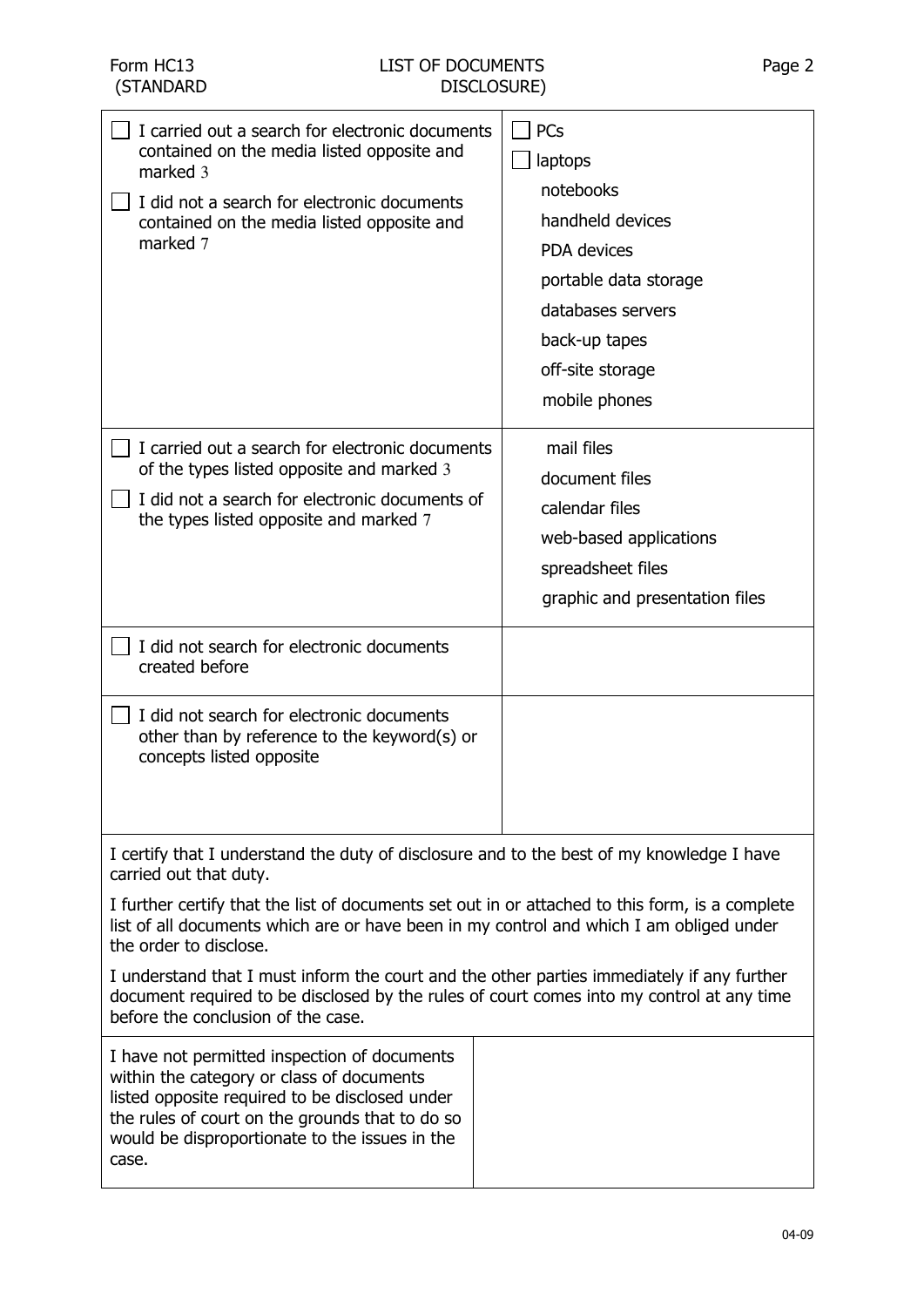| | |
|---|---|
| ☐ I carried out a search for electronic documents contained on the media listed opposite and marked 3<br>☐ I did not a search for electronic documents contained on the media listed opposite and marked 7 | ☐ PCs<br>☐ laptops<br>notebooks<br>handheld devices<br>PDA devices<br>portable data storage<br>databases servers<br>back-up tapes<br>off-site storage<br>mobile phones |
| ☐ I carried out a search for electronic documents of the types listed opposite and marked 3<br>☐ I did not a search for electronic documents of the types listed opposite and marked 7 | mail files<br>document files<br>calendar files<br>web-based applications<br>spreadsheet files<br>graphic and presentation files |
| ☐ I did not search for electronic documents created before | |
| ☐ I did not search for electronic documents other than by reference to the keyword(s) or concepts listed opposite | |

I certify that I understand the duty of disclosure and to the best of my knowledge I have carried out that duty.

I further certify that the list of documents set out in or attached to this form, is a complete list of all documents which are or have been in my control and which I am obliged under the order to disclose.

I understand that I must inform the court and the other parties immediately if any further document required to be disclosed by the rules of court comes into my control at any time before the conclusion of the case.

| | |
|---|---|
| I have not permitted inspection of documents within the category or class of documents listed opposite required to be disclosed under the rules of court on the grounds that to do so would be disproportionate to the issues in the case. | |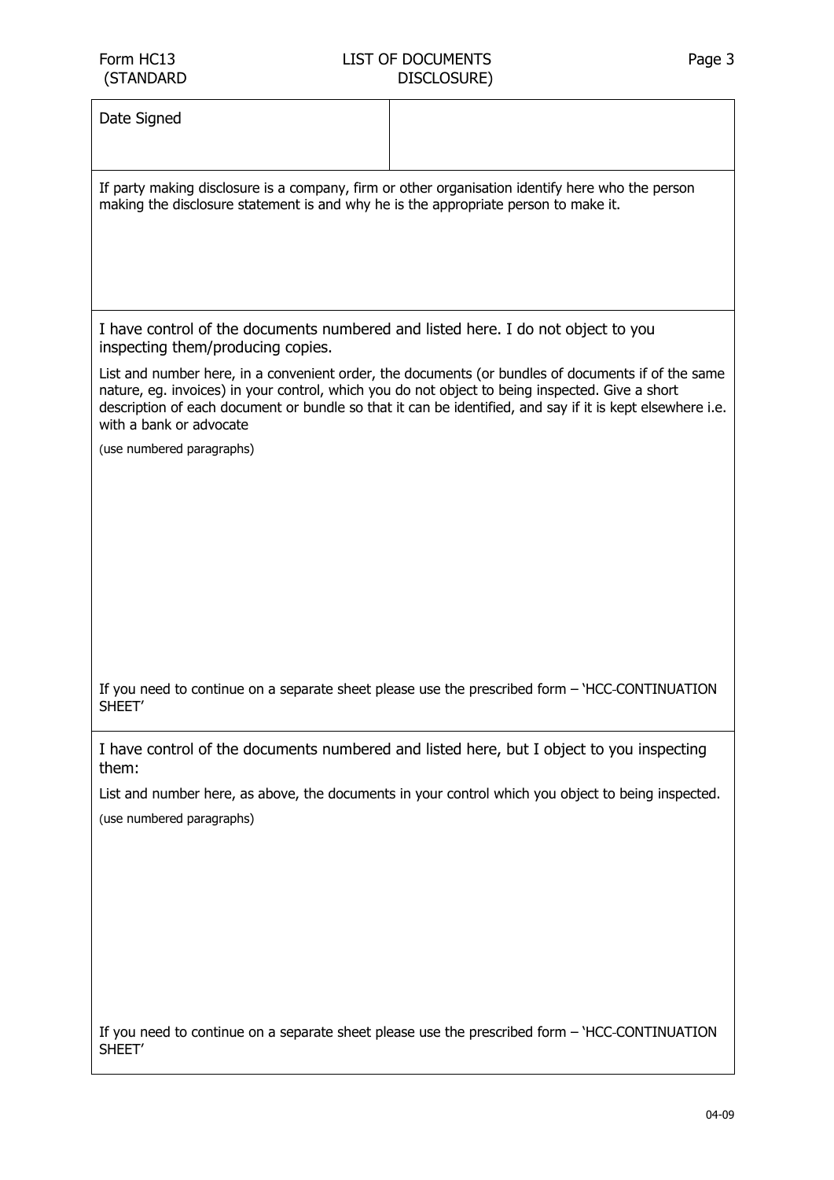| Date Signed | |
| --- | --- |

If party making disclosure is a company, firm or other organisation identify here who the person making the disclosure statement is and why he is the appropriate person to make it.

I have control of the documents numbered and listed here. I do not object to you inspecting them/producing copies.

List and number here, in a convenient order, the documents (or bundles of documents if of the same nature, eg. invoices) in your control, which you do not object to being inspected. Give a short description of each document or bundle so that it can be identified, and say if it is kept elsewhere i.e. with a bank or advocate

(use numbered paragraphs)

If you need to continue on a separate sheet please use the prescribed form – 'HCC-CONTINUATION SHEET'

I have control of the documents numbered and listed here, but I object to you inspecting them:

List and number here, as above, the documents in your control which you object to being inspected.

(use numbered paragraphs)

If you need to continue on a separate sheet please use the prescribed form – 'HCC-CONTINUATION SHEET'

04-09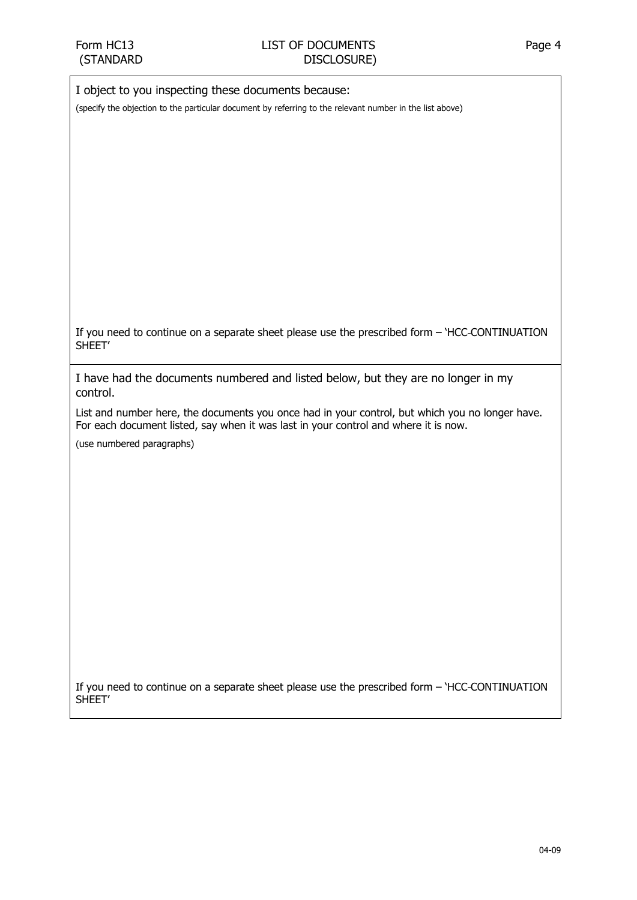I object to you inspecting these documents because:

(specify the objection to the particular document by referring to the relevant number in the list above)

If you need to continue on a separate sheet please use the prescribed form – 'HCC-CONTINUATION SHEET'

I have had the documents numbered and listed below, but they are no longer in my control.

List and number here, the documents you once had in your control, but which you no longer have. For each document listed, say when it was last in your control and where it is now.

(use numbered paragraphs)

If you need to continue on a separate sheet please use the prescribed form – 'HCC-CONTINUATION SHEET'